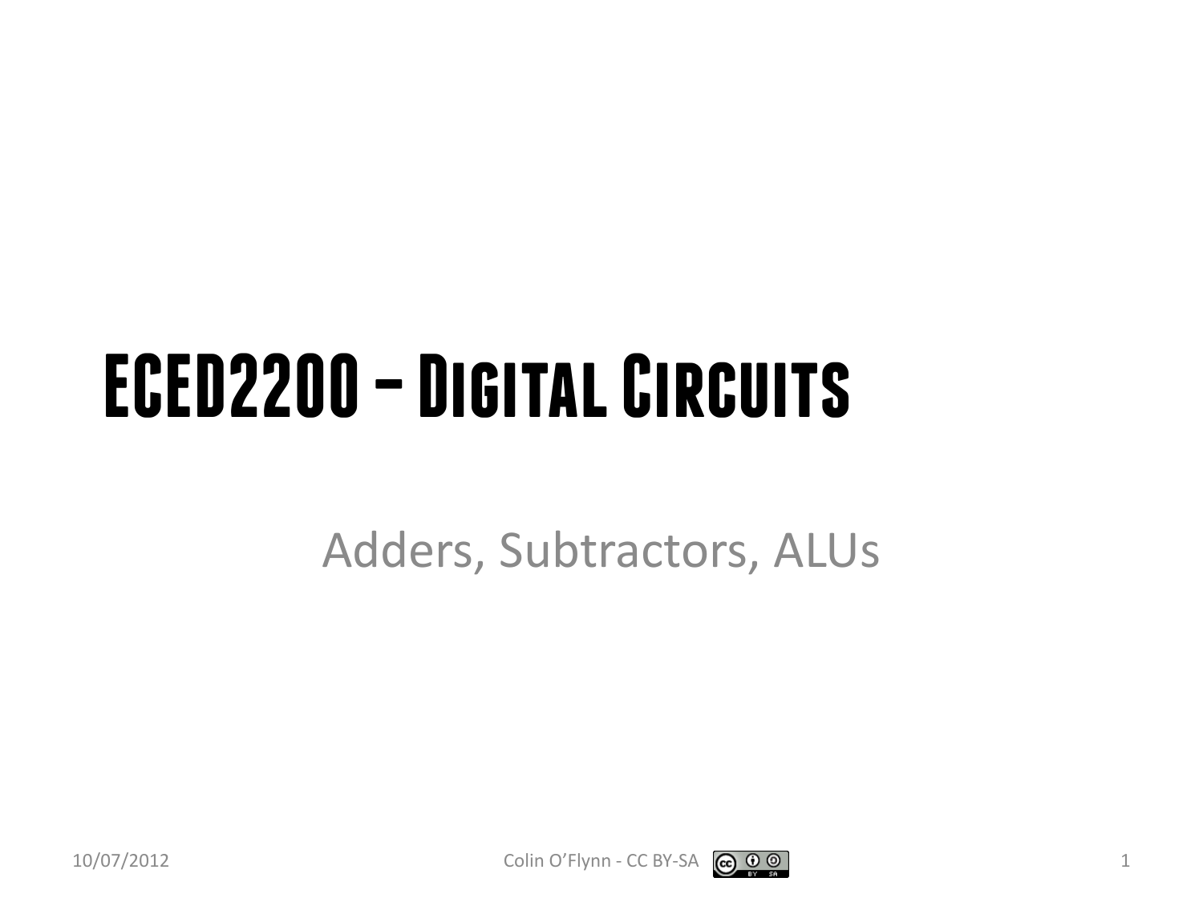# ECED2200 – Digital Circuits

Adders, Subtractors, ALUs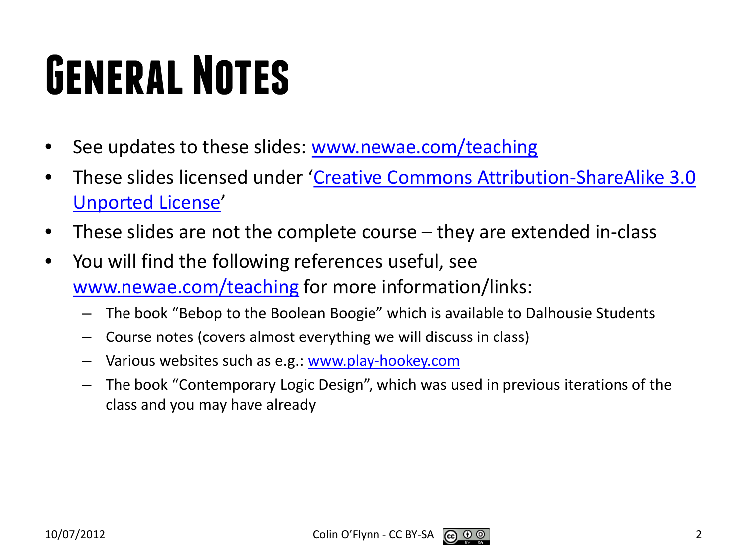# General Notes

- See updates to these slides: www.newae.com/teaching
- These slides licensed under 'Creative Commons Attribution-ShareAlike 3.0 Unported License'
- These slides are not the complete course – they are extended in-class
- You will find the following references useful, see www.newae.com/teaching for more information/links:
  - The book "Bebop to the Boolean Boogie" which is available to Dalhousie Students
  - Course notes (covers almost everything we will discuss in class)
  - Various websites such as e.g.: www.play-hookey.com
  - The book "Contemporary Logic Design", which was used in previous iterations of the class and you may have already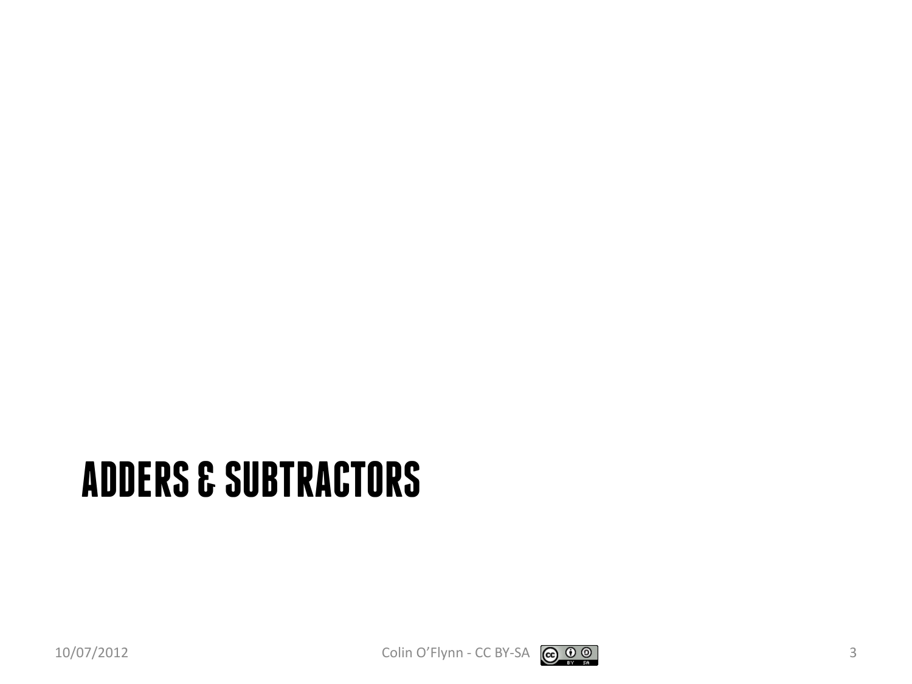# ADDERS & SUBTRACTORS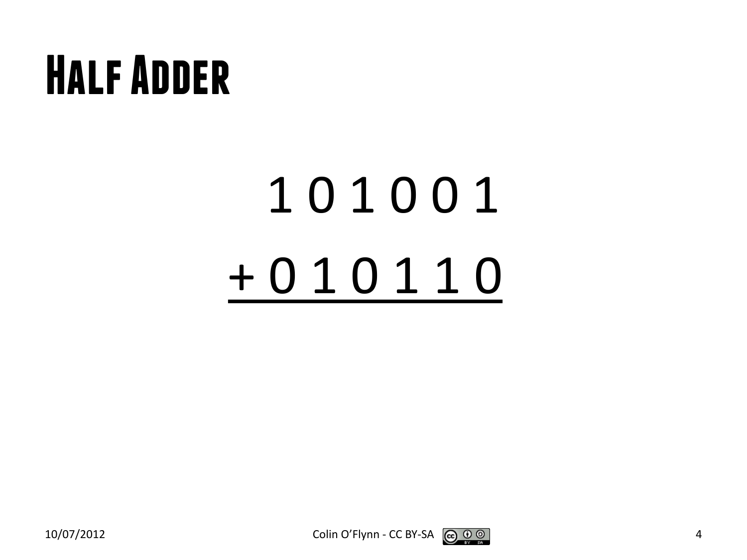# Half Adder

```
  1 0 1 0 0 1
+ 0 1 0 1 1 0
-------------
```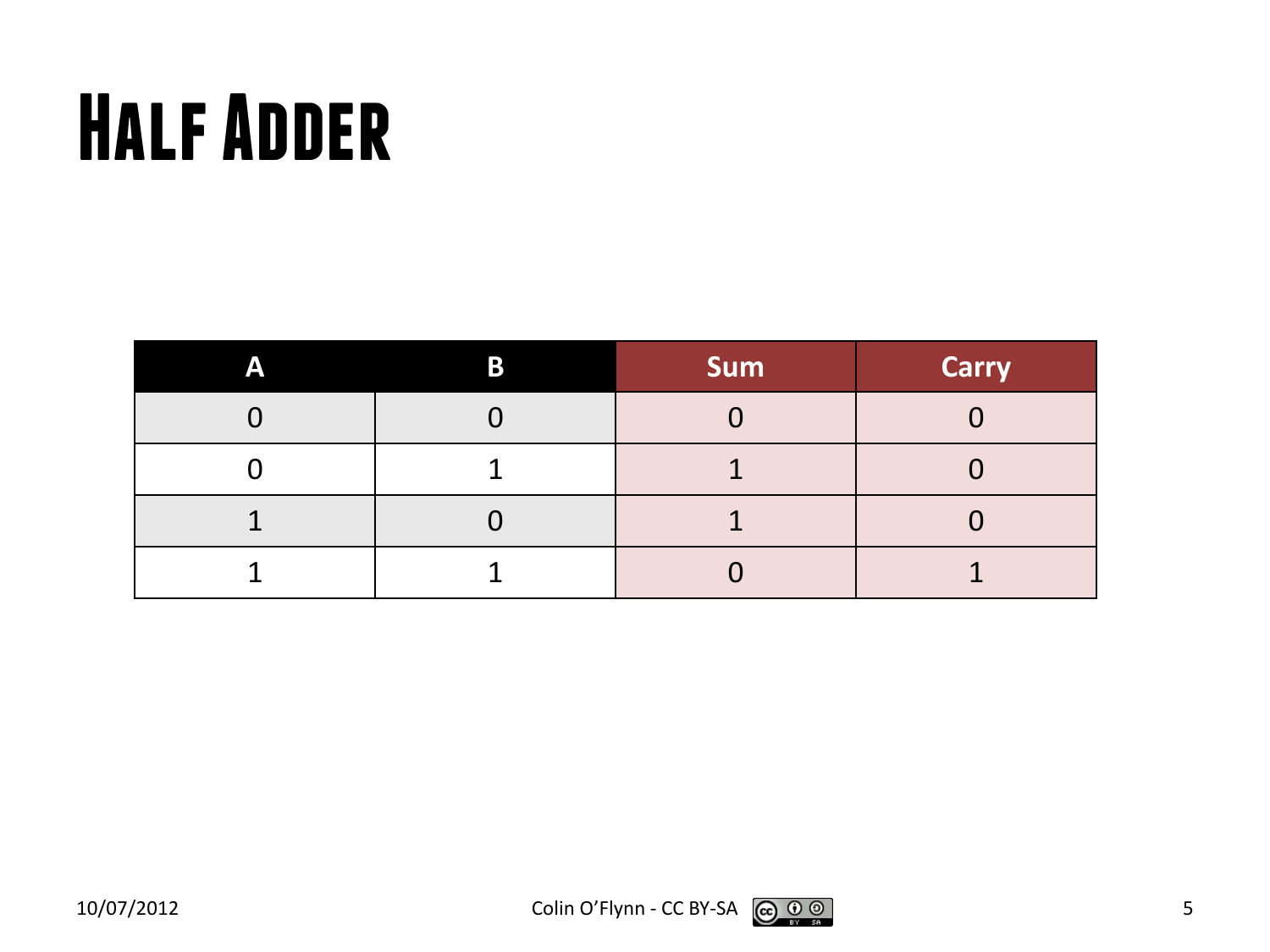# Half Adder

| A | B | Sum | Carry |
|---|---|---|---|
| 0 | 0 | 0 | 0 |
| 0 | 1 | 1 | 0 |
| 1 | 0 | 1 | 0 |
| 1 | 1 | 0 | 1 |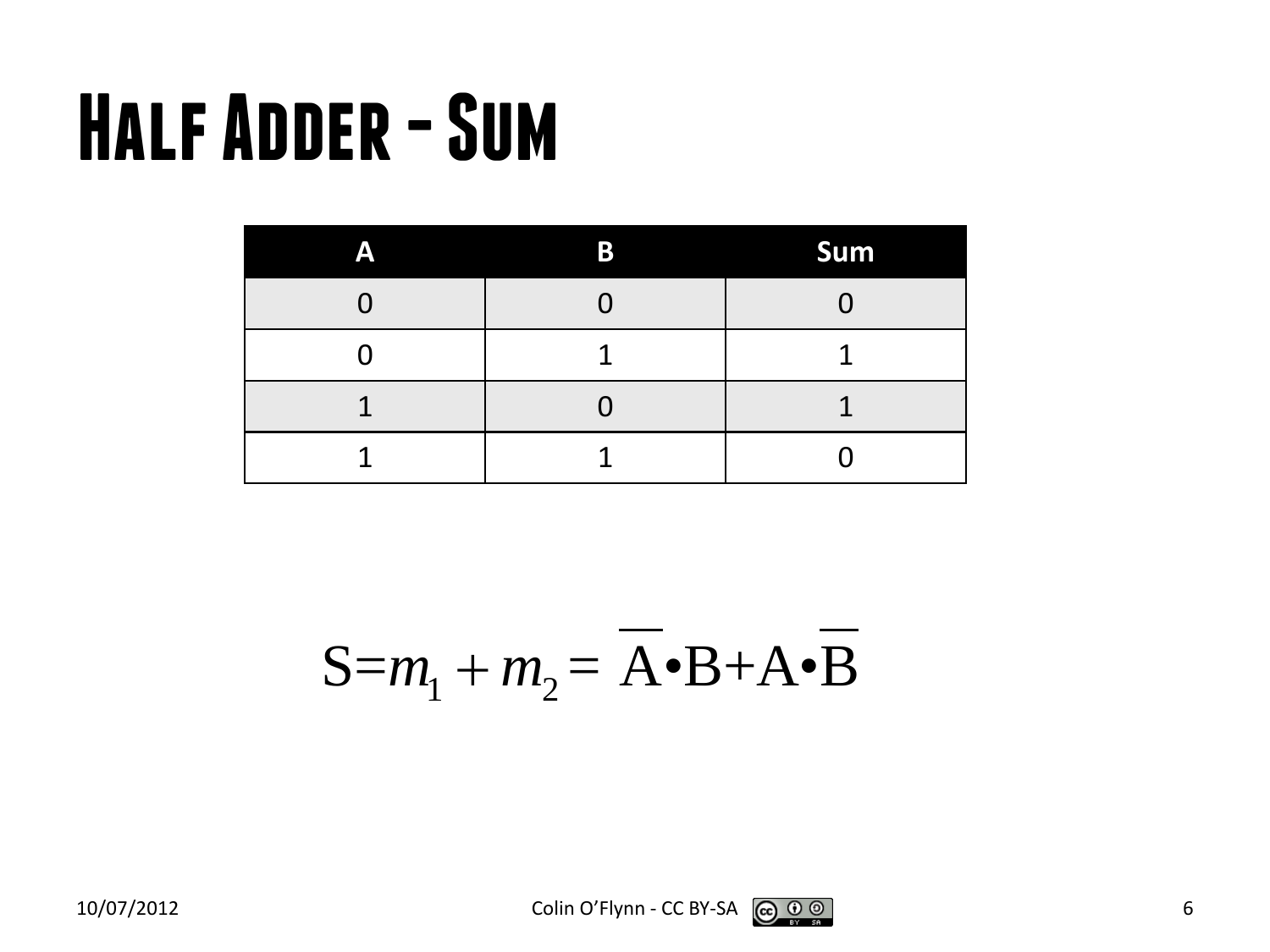# Half Adder - Sum

| A | B | Sum |
|---|---|---|
| 0 | 0 | 0 |
| 0 | 1 | 1 |
| 1 | 0 | 1 |
| 1 | 1 | 0 |

$$S = m_1 + m_2 = \overline{A} \bullet B + A \bullet \overline{B}$$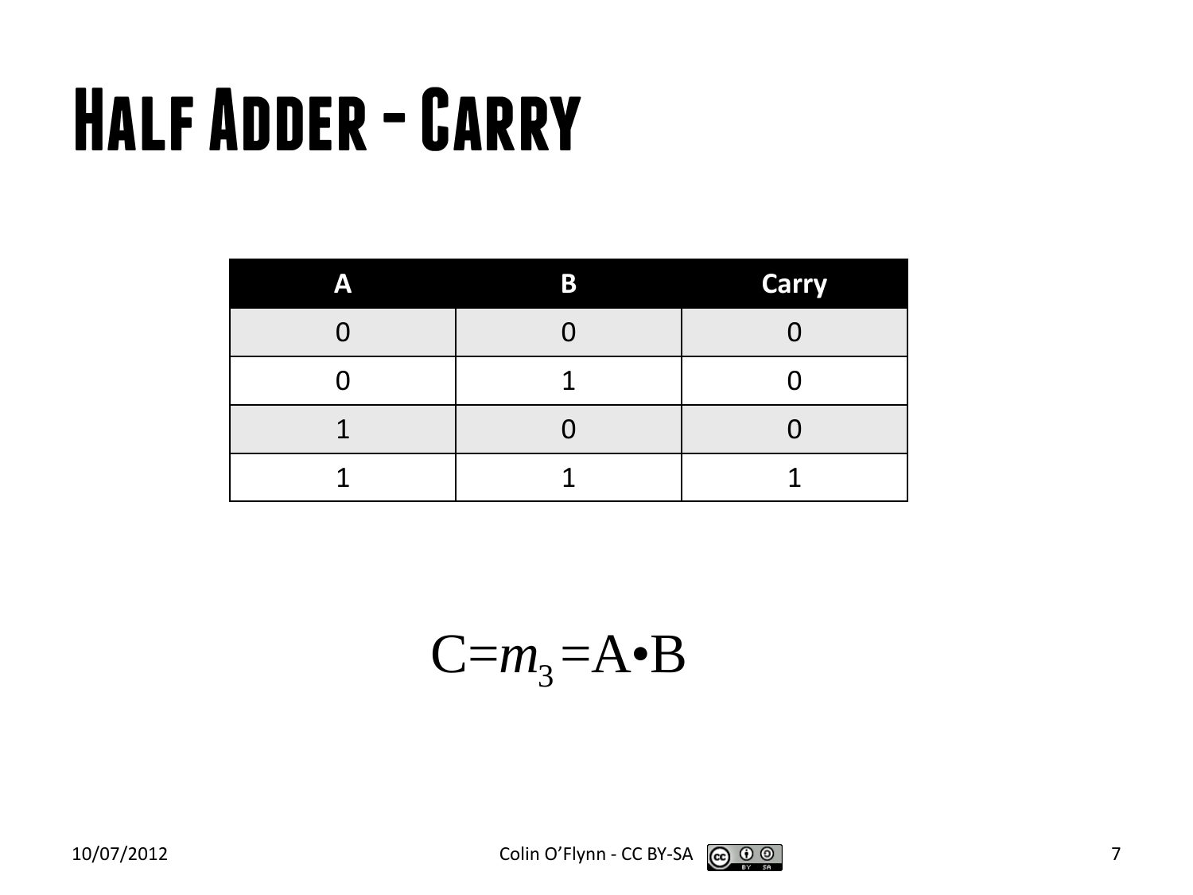# Half Adder - Carry

| A | B | Carry |
|---|---|---|
| 0 | 0 | 0 |
| 0 | 1 | 0 |
| 1 | 0 | 0 |
| 1 | 1 | 1 |

$$C = m_3 = A \bullet B$$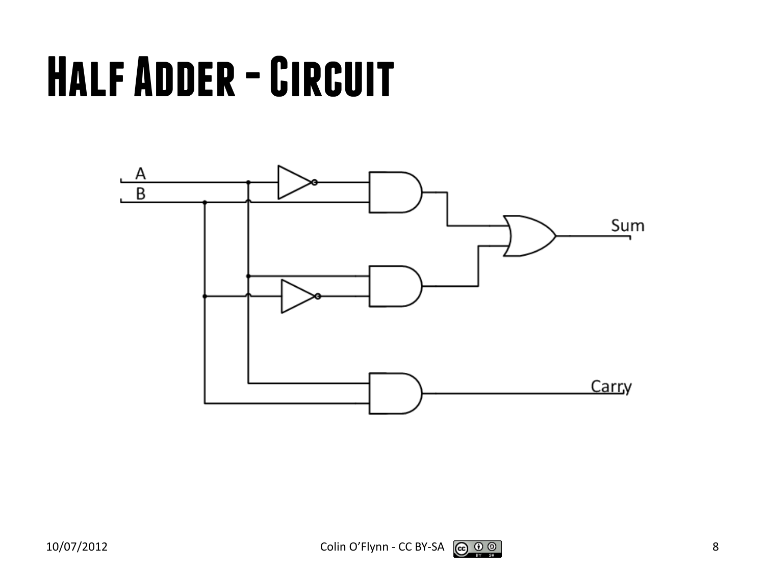# Half Adder - Circuit

A

B

Sum

Carry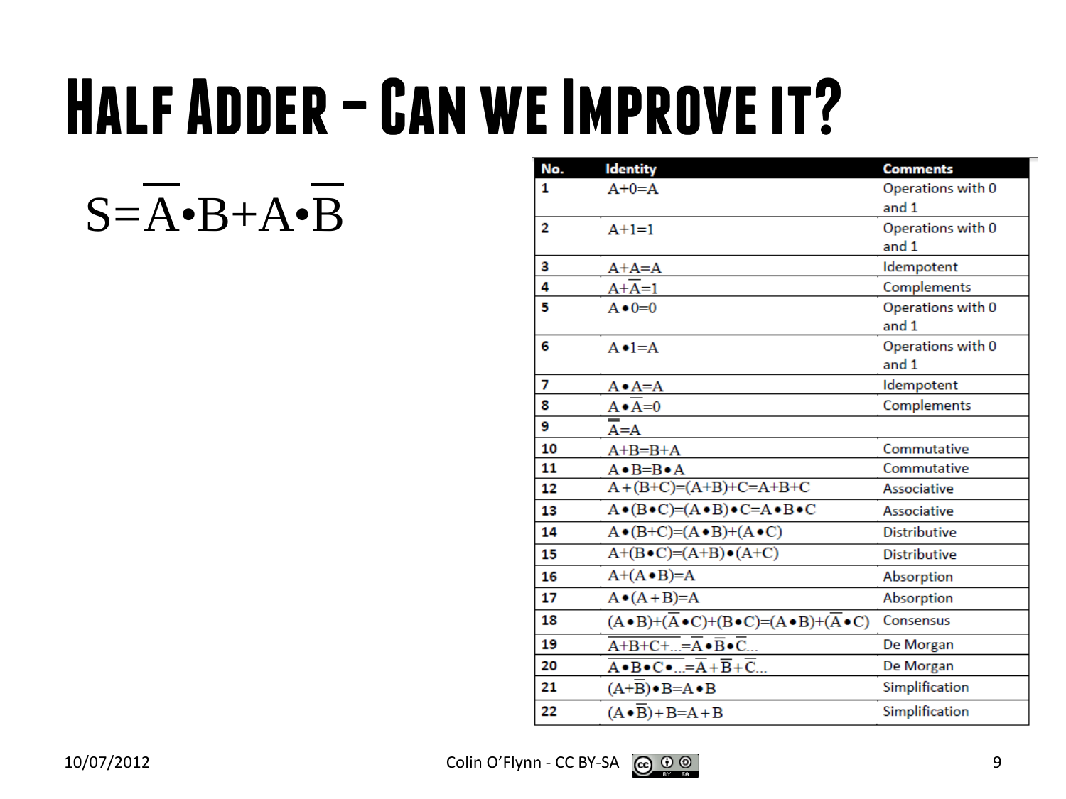# Half Adder – Can we Improve it?

$$S=\overline{A}\bullet B+A\bullet\overline{B}$$

| No. | Identity | Comments |
| --- | --- | --- |
| 1 | $A+0=A$ | Operations with 0 and 1 |
| 2 | $A+1=1$ | Operations with 0 and 1 |
| 3 | $A+A=A$ | Idempotent |
| 4 | $A+\overline{A}=1$ | Complements |
| 5 | $A\bullet 0=0$ | Operations with 0 and 1 |
| 6 | $A\bullet 1=A$ | Operations with 0 and 1 |
| 7 | $A\bullet A=A$ | Idempotent |
| 8 | $A\bullet\overline{A}=0$ | Complements |
| 9 | $\overline{\overline{A}}=A$ | |
| 10 | $A+B=B+A$ | Commutative |
| 11 | $A\bullet B=B\bullet A$ | Commutative |
| 12 | $A+(B+C)=(A+B)+C=A+B+C$ | Associative |
| 13 | $A\bullet(B\bullet C)=(A\bullet B)\bullet C=A\bullet B\bullet C$ | Associative |
| 14 | $A\bullet(B+C)=(A\bullet B)+(A\bullet C)$ | Distributive |
| 15 | $A+(B\bullet C)=(A+B)\bullet(A+C)$ | Distributive |
| 16 | $A+(A\bullet B)=A$ | Absorption |
| 17 | $A\bullet(A+B)=A$ | Absorption |
| 18 | $(A\bullet B)+(\overline{A}\bullet C)+(B\bullet C)=(A\bullet B)+(\overline{A}\bullet C)$ | Consensus |
| 19 | $\overline{A+B+C+\ldots}=\overline{A}\bullet\overline{B}\bullet\overline{C}\ldots$ | De Morgan |
| 20 | $\overline{A\bullet B\bullet C\bullet\ldots}=\overline{A}+\overline{B}+\overline{C}\ldots$ | De Morgan |
| 21 | $(A+\overline{B})\bullet B=A\bullet B$ | Simplification |
| 22 | $(A\bullet\overline{B})+B=A+B$ | Simplification |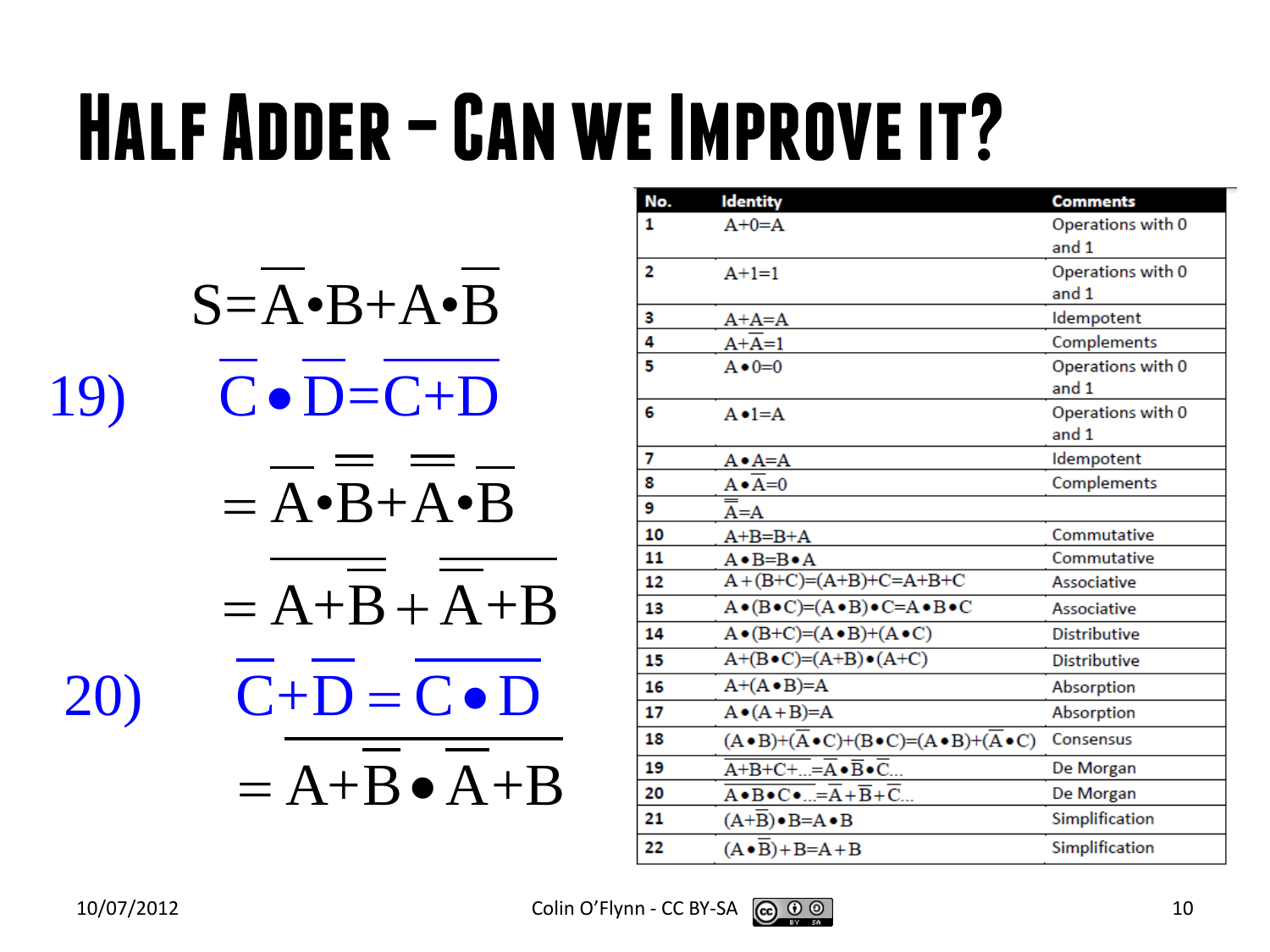# Half Adder – Can we Improve it?

$$S=\overline{A}\bullet B+A\bullet \overline{B}$$

19) $\overline{C}\bullet\overline{D}=\overline{C+D}$

$$=\overline{\overline{A}\bullet\overline{\overline{B}}}+\overline{\overline{A}}\bullet\overline{B}$$

$$=\overline{A+\overline{B}}+\overline{\overline{A}+B}$$

20) $\overline{C}+\overline{D}=\overline{C\bullet D}$

$$=\overline{\overline{A+\overline{B}}\bullet\overline{\overline{A}+B}}$$

| No. | Identity | Comments |
|---|---|---|
| 1 | $A+0=A$ | Operations with 0 and 1 |
| 2 | $A+1=1$ | Operations with 0 and 1 |
| 3 | $A+A=A$ | Idempotent |
| 4 | $A+\overline{A}=1$ | Complements |
| 5 | $A\bullet 0=0$ | Operations with 0 and 1 |
| 6 | $A\bullet 1=A$ | Operations with 0 and 1 |
| 7 | $A\bullet A=A$ | Idempotent |
| 8 | $A\bullet\overline{A}=0$ | Complements |
| 9 | $\overline{\overline{A}}=A$ | |
| 10 | $A+B=B+A$ | Commutative |
| 11 | $A\bullet B=B\bullet A$ | Commutative |
| 12 | $A+(B+C)=(A+B)+C=A+B+C$ | Associative |
| 13 | $A\bullet(B\bullet C)=(A\bullet B)\bullet C=A\bullet B\bullet C$ | Associative |
| 14 | $A\bullet(B+C)=(A\bullet B)+(A\bullet C)$ | Distributive |
| 15 | $A+(B\bullet C)=(A+B)\bullet(A+C)$ | Distributive |
| 16 | $A+(A\bullet B)=A$ | Absorption |
| 17 | $A\bullet(A+B)=A$ | Absorption |
| 18 | $(A\bullet B)+(\overline{A}\bullet C)+(B\bullet C)=(A\bullet B)+(\overline{A}\bullet C)$ | Consensus |
| 19 | $\overline{A+B+C+\ldots}=\overline{A}\bullet\overline{B}\bullet\overline{C}\ldots$ | De Morgan |
| 20 | $\overline{A\bullet B\bullet C\bullet\ldots}=\overline{A}+\overline{B}+\overline{C}\ldots$ | De Morgan |
| 21 | $(A+\overline{B})\bullet B=A\bullet B$ | Simplification |
| 22 | $(A\bullet\overline{B})+B=A+B$ | Simplification |

10/07/2012 Colin O'Flynn - CC BY-SA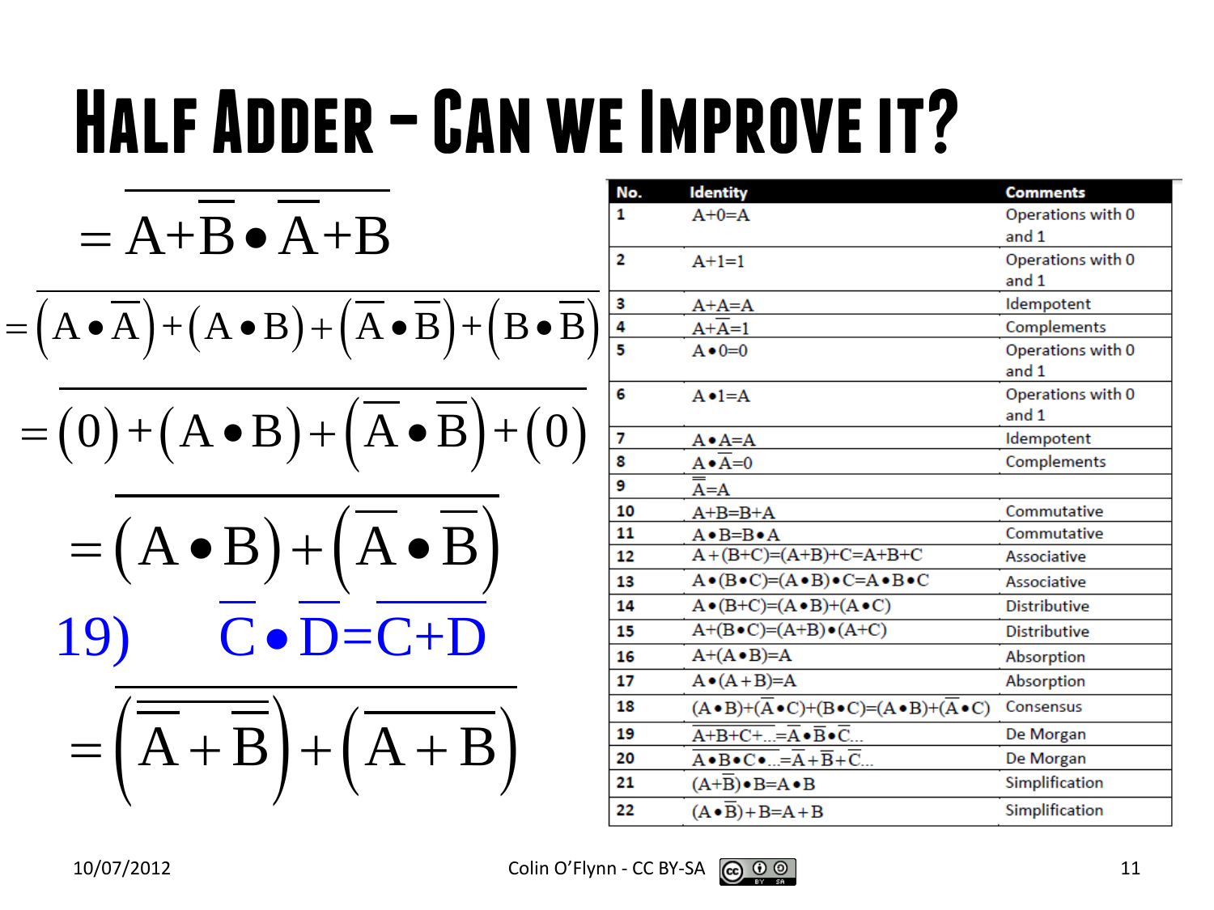# Half Adder – Can we Improve it?

$$=\overline{A+\overline{B}\bullet\overline{A}+B}$$

$$=\overline{\left(A\bullet\overline{A}\right)+\left(A\bullet B\right)+\left(\overline{A}\bullet\overline{B}\right)+\left(B\bullet\overline{B}\right)}$$

$$=\overline{\left(0\right)+\left(A\bullet B\right)+\left(\overline{A}\bullet\overline{B}\right)+\left(0\right)}$$

$$=\overline{\left(A\bullet B\right)+\left(\overline{A}\bullet\overline{B}\right)}$$

19) $\overline{C}\bullet\overline{D}=\overline{C+D}$

$$=\overline{\left(\overline{\overline{A}+\overline{B}}\right)+\left(\overline{A+B}\right)}$$

| No. | Identity | Comments |
|---|---|---|
| 1 | $A+0=A$ | Operations with 0 and 1 |
| 2 | $A+1=1$ | Operations with 0 and 1 |
| 3 | $A+A=A$ | Idempotent |
| 4 | $A+\overline{A}=1$ | Complements |
| 5 | $A\bullet 0=0$ | Operations with 0 and 1 |
| 6 | $A\bullet 1=A$ | Operations with 0 and 1 |
| 7 | $A\bullet A=A$ | Idempotent |
| 8 | $A\bullet\overline{A}=0$ | Complements |
| 9 | $\overline{\overline{A}}=A$ | |
| 10 | $A+B=B+A$ | Commutative |
| 11 | $A\bullet B=B\bullet A$ | Commutative |
| 12 | $A+(B+C)=(A+B)+C=A+B+C$ | Associative |
| 13 | $A\bullet(B\bullet C)=(A\bullet B)\bullet C=A\bullet B\bullet C$ | Associative |
| 14 | $A\bullet(B+C)=(A\bullet B)+(A\bullet C)$ | Distributive |
| 15 | $A+(B\bullet C)=(A+B)\bullet(A+C)$ | Distributive |
| 16 | $A+(A\bullet B)=A$ | Absorption |
| 17 | $A\bullet(A+B)=A$ | Absorption |
| 18 | $(A\bullet B)+(\overline{A}\bullet C)+(B\bullet C)=(A\bullet B)+(\overline{A}\bullet C)$ | Consensus |
| 19 | $\overline{A+B+C+...}=\overline{A}\bullet\overline{B}\bullet\overline{C}...$ | De Morgan |
| 20 | $\overline{A\bullet B\bullet C\bullet...}=\overline{A}+\overline{B}+\overline{C}...$ | De Morgan |
| 21 | $(A+\overline{B})\bullet B=A\bullet B$ | Simplification |
| 22 | $(A\bullet\overline{B})+B=A+B$ | Simplification |

10/07/2012 Colin O'Flynn - CC BY-SA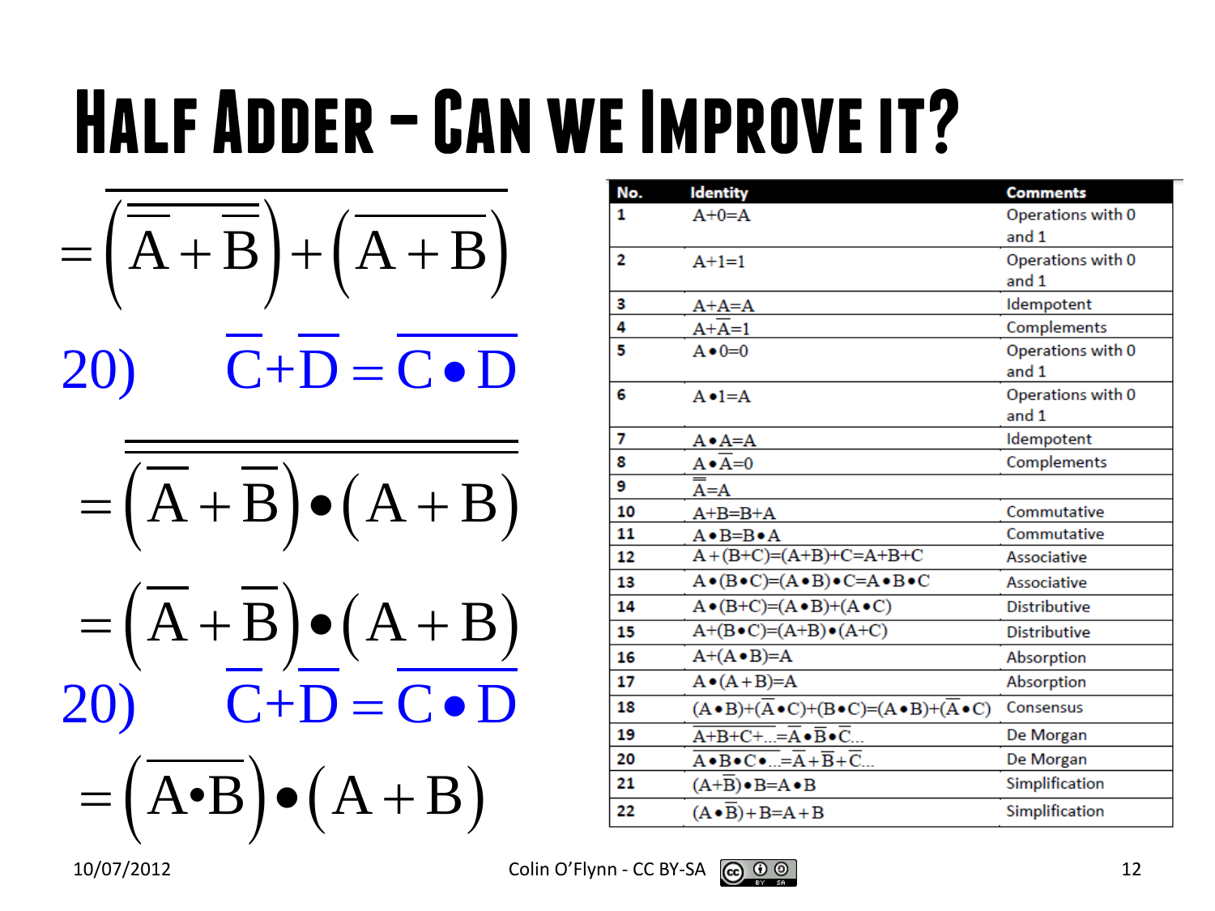# Half Adder – Can we Improve it?

$$=\overline{\left(\overline{\overline{A}+\overline{B}}\right)+\left(\overline{A+B}\right)}$$

20) $\overline{C}+\overline{D}=\overline{C\bullet D}$

$$=\overline{\overline{\left(\overline{A}+\overline{B}\right)\bullet\left(A+B\right)}}$$

$$=\left(\overline{A}+\overline{B}\right)\bullet\left(A+B\right)$$

20) $\overline{C}+\overline{D}=\overline{C\bullet D}$

$$=\left(\overline{A\bullet B}\right)\bullet\left(A+B\right)$$

| No. | Identity | Comments |
|---|---|---|
| 1 | $A+0=A$ | Operations with 0 and 1 |
| 2 | $A+1=1$ | Operations with 0 and 1 |
| 3 | $A+A=A$ | Idempotent |
| 4 | $A+\overline{A}=1$ | Complements |
| 5 | $A\bullet 0=0$ | Operations with 0 and 1 |
| 6 | $A\bullet 1=A$ | Operations with 0 and 1 |
| 7 | $A\bullet A=A$ | Idempotent |
| 8 | $A\bullet\overline{A}=0$ | Complements |
| 9 | $\overline{\overline{A}}=A$ | |
| 10 | $A+B=B+A$ | Commutative |
| 11 | $A\bullet B=B\bullet A$ | Commutative |
| 12 | $A+(B+C)=(A+B)+C=A+B+C$ | Associative |
| 13 | $A\bullet(B\bullet C)=(A\bullet B)\bullet C=A\bullet B\bullet C$ | Associative |
| 14 | $A\bullet(B+C)=(A\bullet B)+(A\bullet C)$ | Distributive |
| 15 | $A+(B\bullet C)=(A+B)\bullet(A+C)$ | Distributive |
| 16 | $A+(A\bullet B)=A$ | Absorption |
| 17 | $A\bullet(A+B)=A$ | Absorption |
| 18 | $(A\bullet B)+(\overline{A}\bullet C)+(B\bullet C)=(A\bullet B)+(\overline{A}\bullet C)$ | Consensus |
| 19 | $\overline{A+B+C+\ldots}=\overline{A}\bullet\overline{B}\bullet\overline{C}\ldots$ | De Morgan |
| 20 | $\overline{A\bullet B\bullet C\bullet\ldots}=\overline{A}+\overline{B}+\overline{C}\ldots$ | De Morgan |
| 21 | $(A+\overline{B})\bullet B=A\bullet B$ | Simplification |
| 22 | $(A\bullet\overline{B})+B=A+B$ | Simplification |

10/07/2012 Colin O'Flynn - CC BY-SA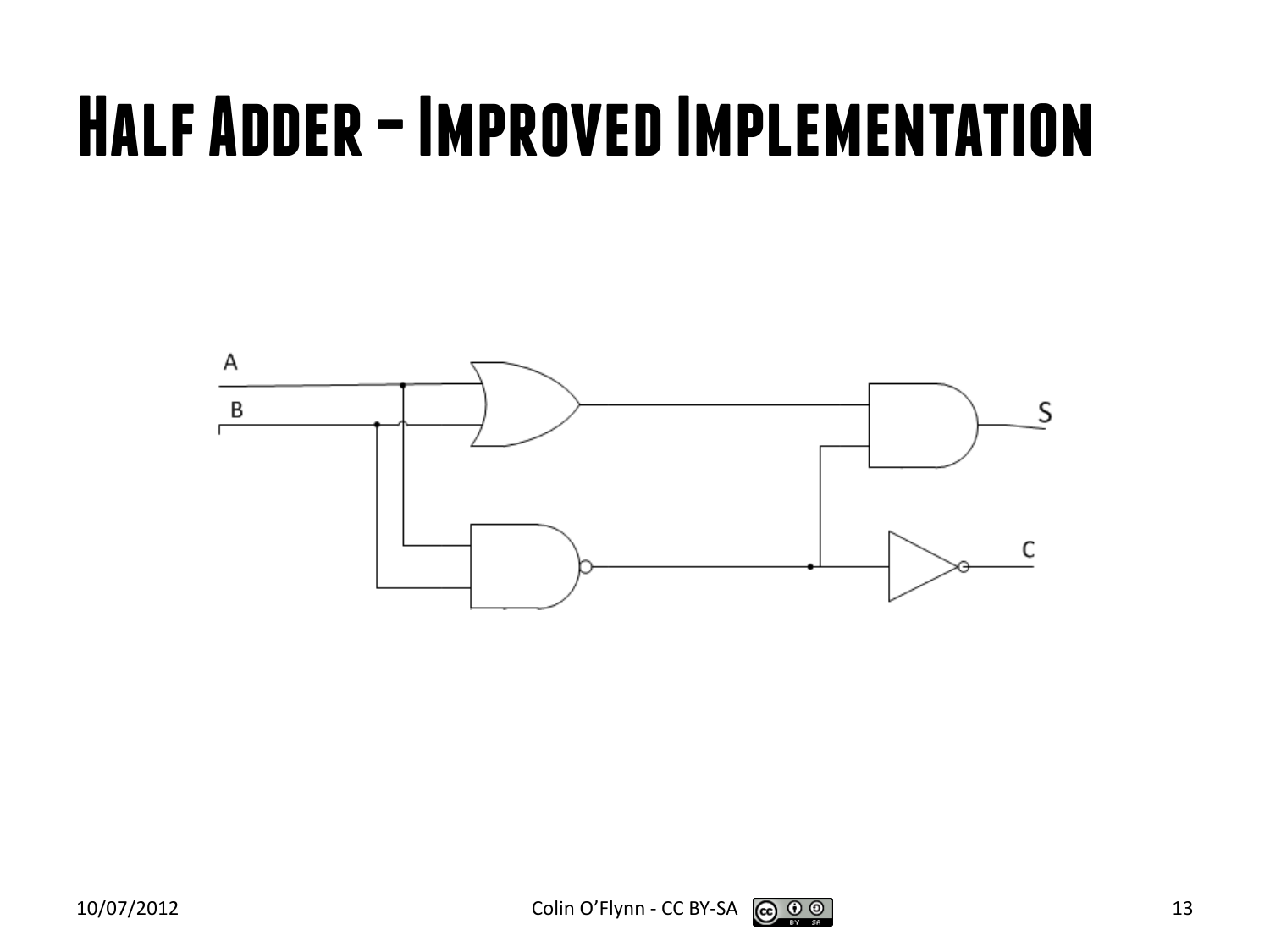# Half Adder – Improved Implementation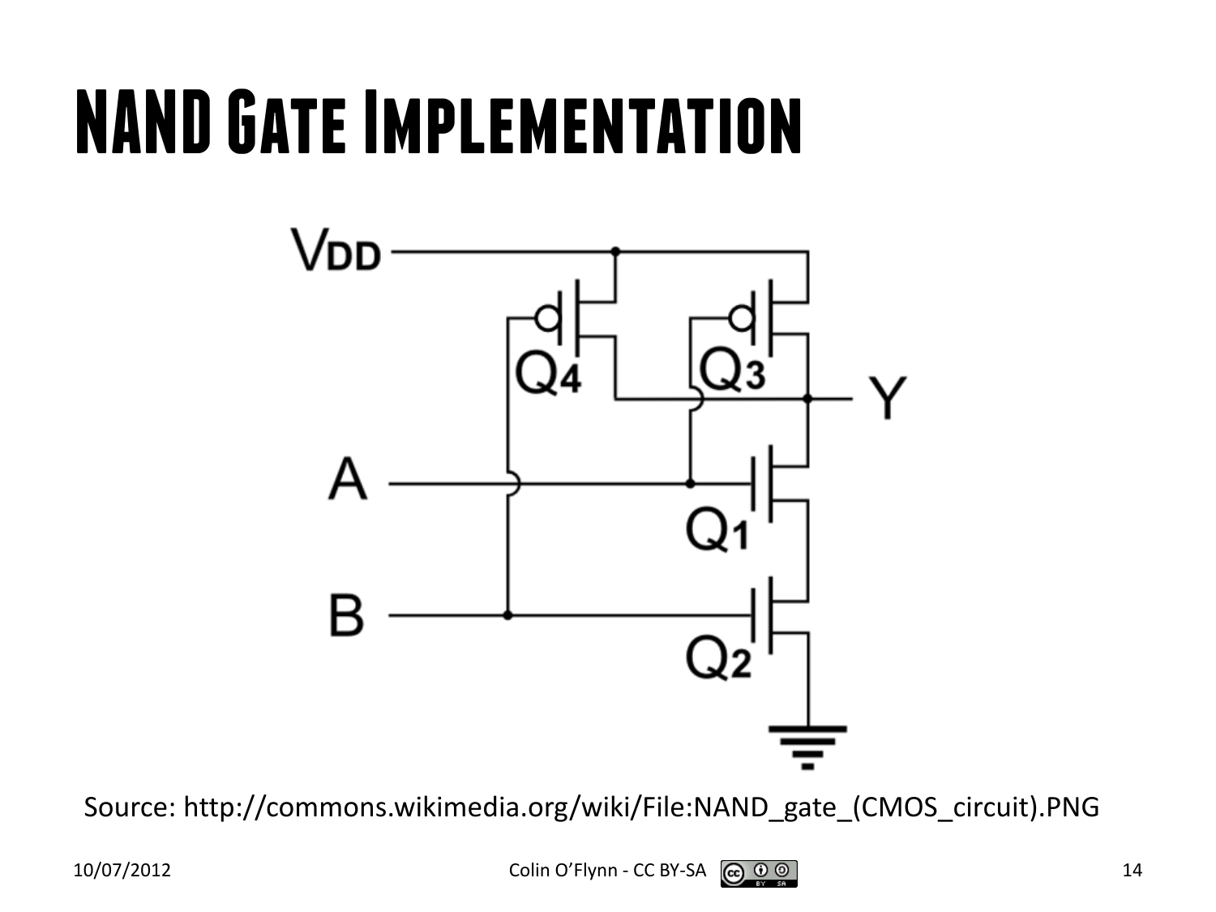# NAND Gate Implementation

Source: http://commons.wikimedia.org/wiki/File:NAND_gate_(CMOS_circuit).PNG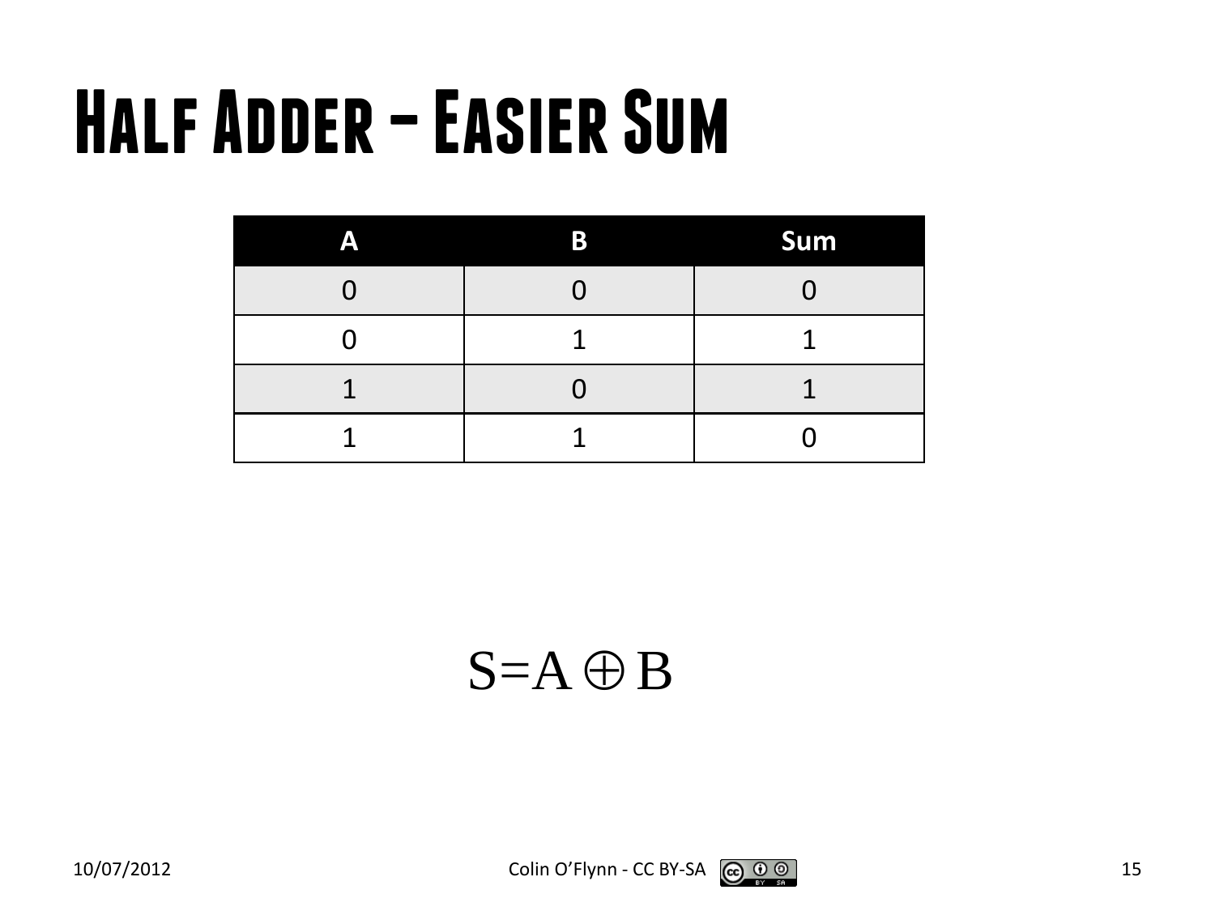# Half Adder – Easier Sum

| A | B | Sum |
|---|---|---|
| 0 | 0 | 0 |
| 0 | 1 | 1 |
| 1 | 0 | 1 |
| 1 | 1 | 0 |

$$S = A \oplus B$$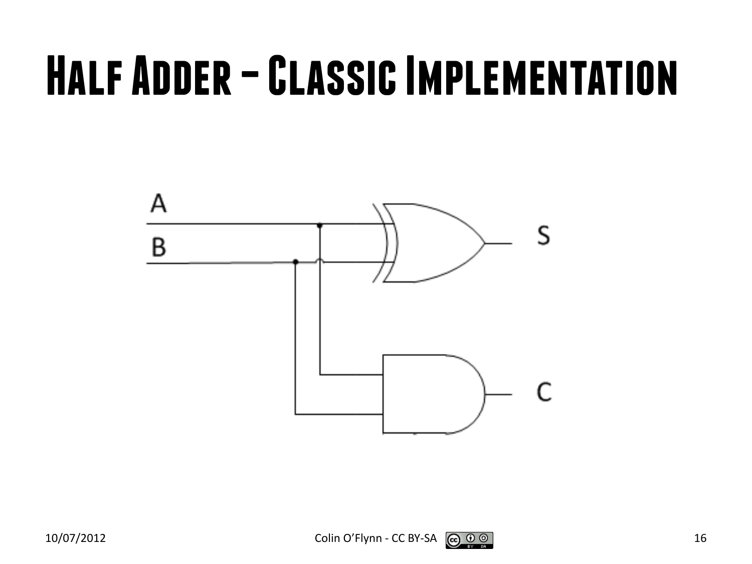# Half Adder – Classic Implementation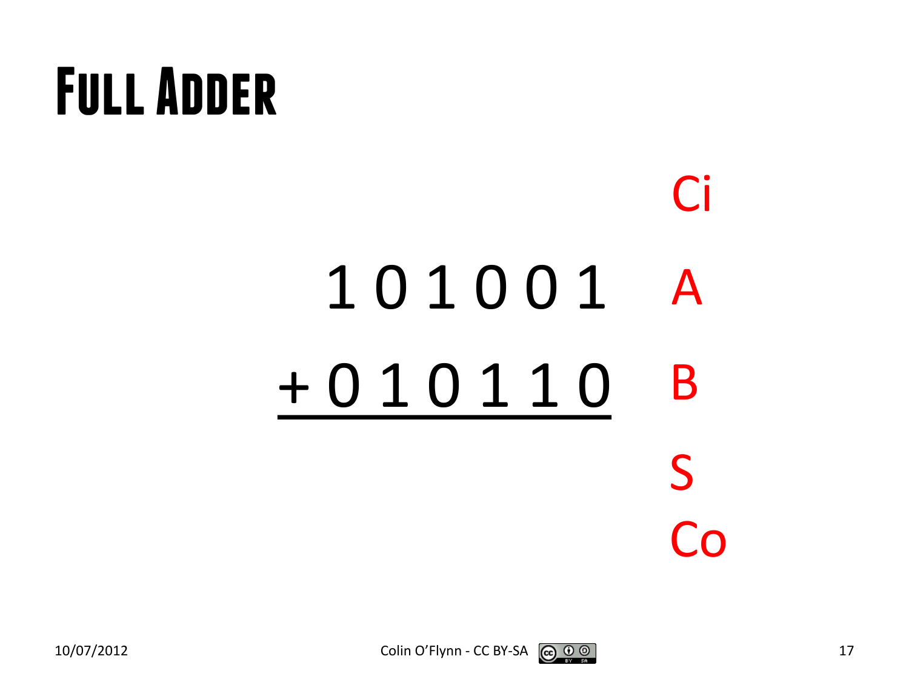# Full Adder

```
              Ci
  1 0 1 0 0 1  A
+ 0 1 0 1 1 0  B
-------------
              S
              Co
```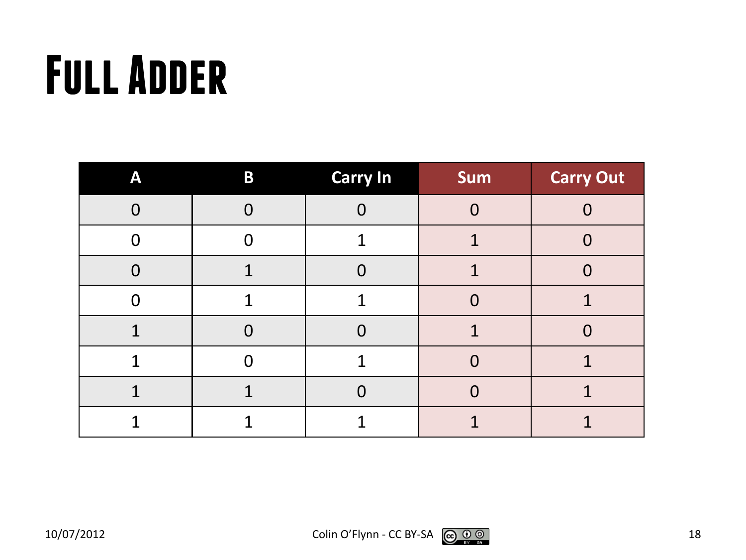# Full Adder

| A | B | Carry In | Sum | Carry Out |
|---|---|---|---|---|
| 0 | 0 | 0 | 0 | 0 |
| 0 | 0 | 1 | 1 | 0 |
| 0 | 1 | 0 | 1 | 0 |
| 0 | 1 | 1 | 0 | 1 |
| 1 | 0 | 0 | 1 | 0 |
| 1 | 0 | 1 | 0 | 1 |
| 1 | 1 | 0 | 0 | 1 |
| 1 | 1 | 1 | 1 | 1 |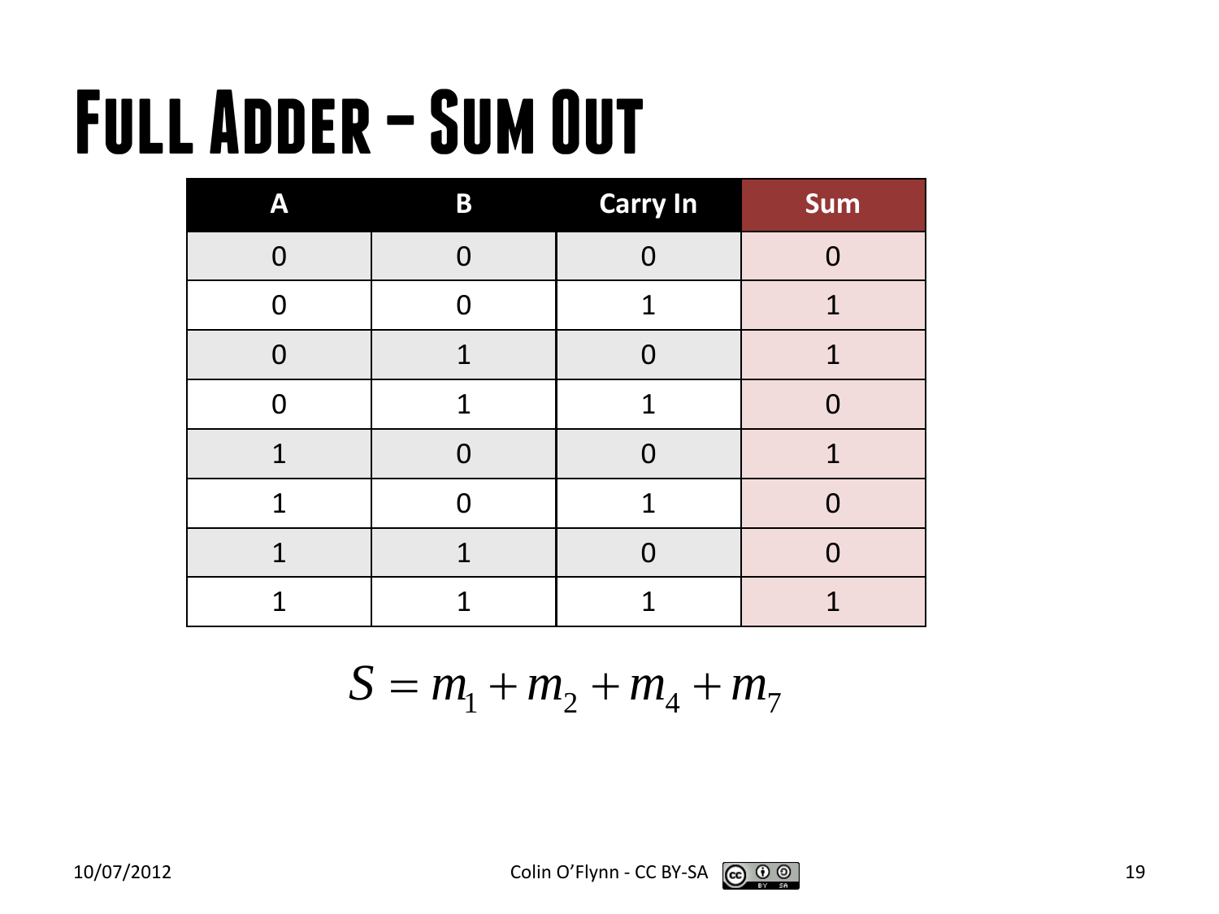# Full Adder – Sum Out

| A | B | Carry In | Sum |
|---|---|---|---|
| 0 | 0 | 0 | 0 |
| 0 | 0 | 1 | 1 |
| 0 | 1 | 0 | 1 |
| 0 | 1 | 1 | 0 |
| 1 | 0 | 0 | 1 |
| 1 | 0 | 1 | 0 |
| 1 | 1 | 0 | 0 |
| 1 | 1 | 1 | 1 |

$$S = m_1 + m_2 + m_4 + m_7$$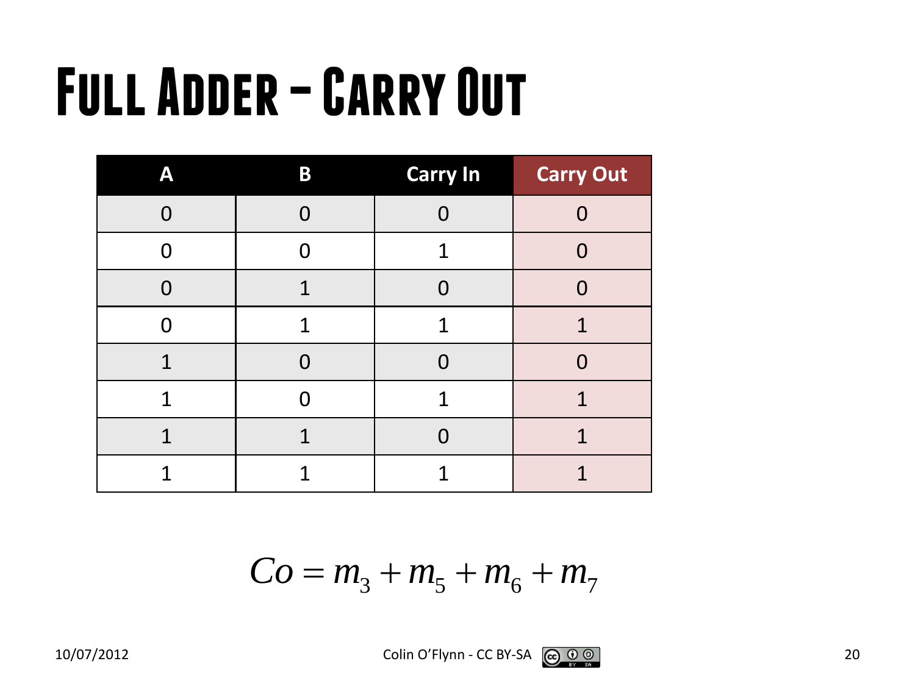# Full Adder – Carry Out

| A | B | Carry In | Carry Out |
|---|---|---|---|
| 0 | 0 | 0 | 0 |
| 0 | 0 | 1 | 0 |
| 0 | 1 | 0 | 0 |
| 0 | 1 | 1 | 1 |
| 1 | 0 | 0 | 0 |
| 1 | 0 | 1 | 1 |
| 1 | 1 | 0 | 1 |
| 1 | 1 | 1 | 1 |

$$Co = m_3 + m_5 + m_6 + m_7$$

10/07/2012

Colin O'Flynn - CC BY-SA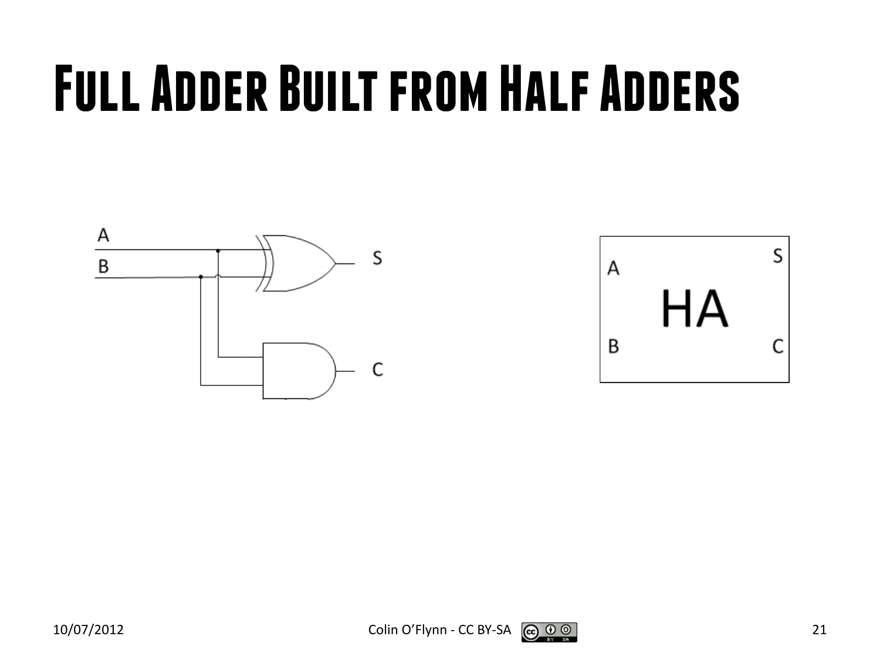# Full Adder Built from Half Adders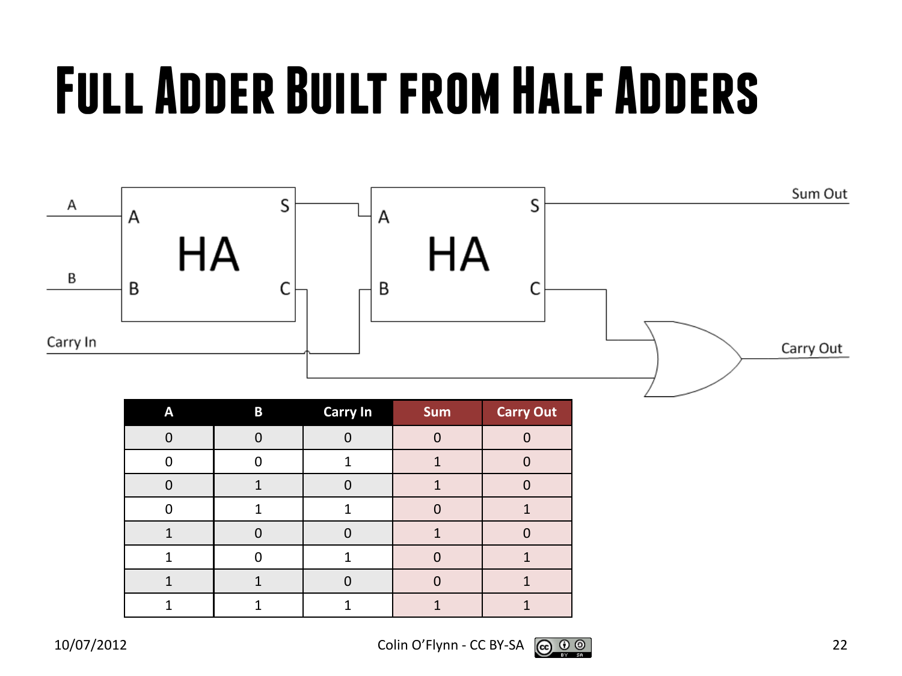# Full Adder Built from Half Adders

| A | B | Carry In | Sum | Carry Out |
|---|---|---|---|---|
| 0 | 0 | 0 | 0 | 0 |
| 0 | 0 | 1 | 1 | 0 |
| 0 | 1 | 0 | 1 | 0 |
| 0 | 1 | 1 | 0 | 1 |
| 1 | 0 | 0 | 1 | 0 |
| 1 | 0 | 1 | 0 | 1 |
| 1 | 1 | 0 | 0 | 1 |
| 1 | 1 | 1 | 1 | 1 |

10/07/2012 Colin O'Flynn - CC BY-SA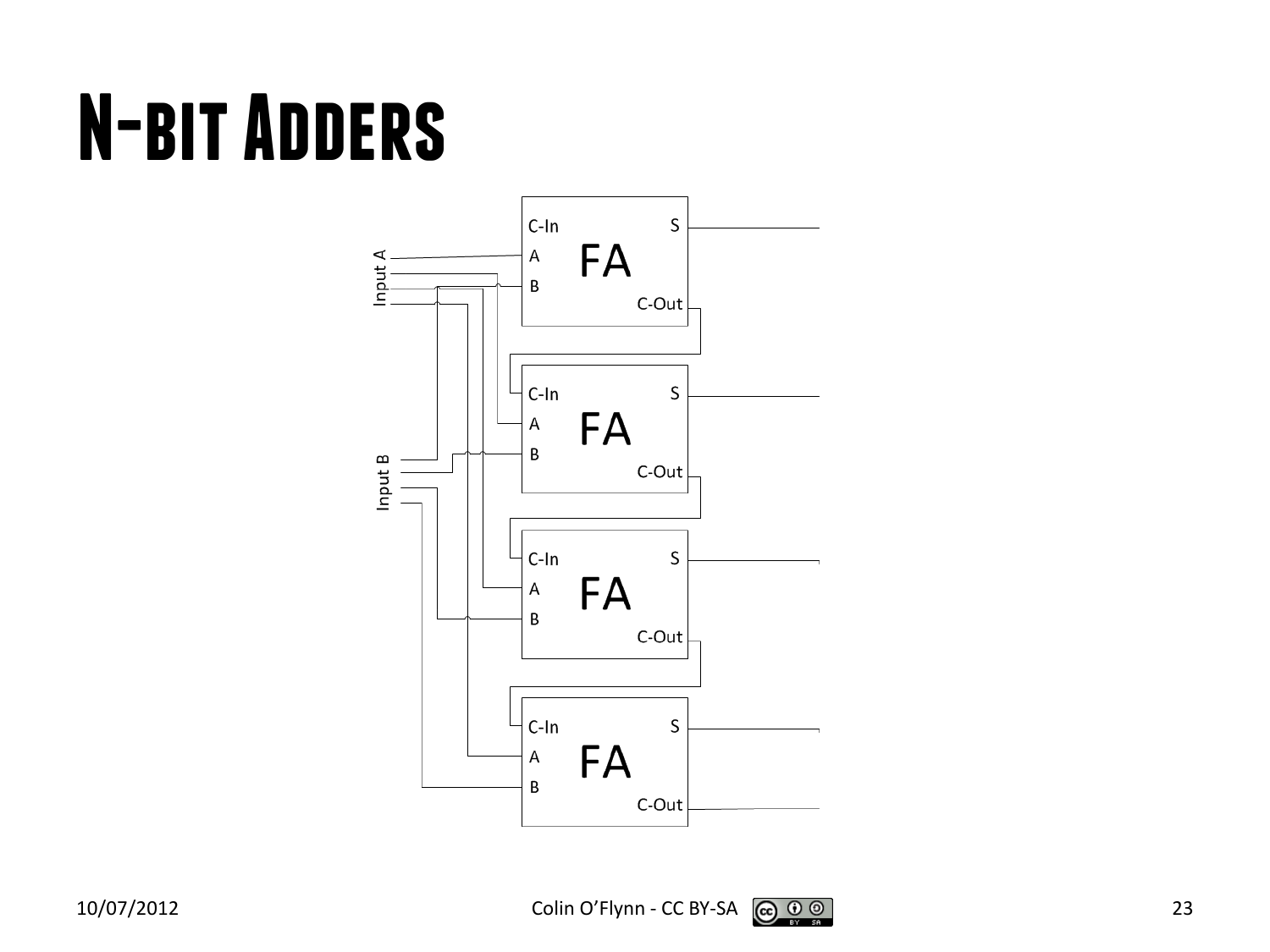# N-bit Adders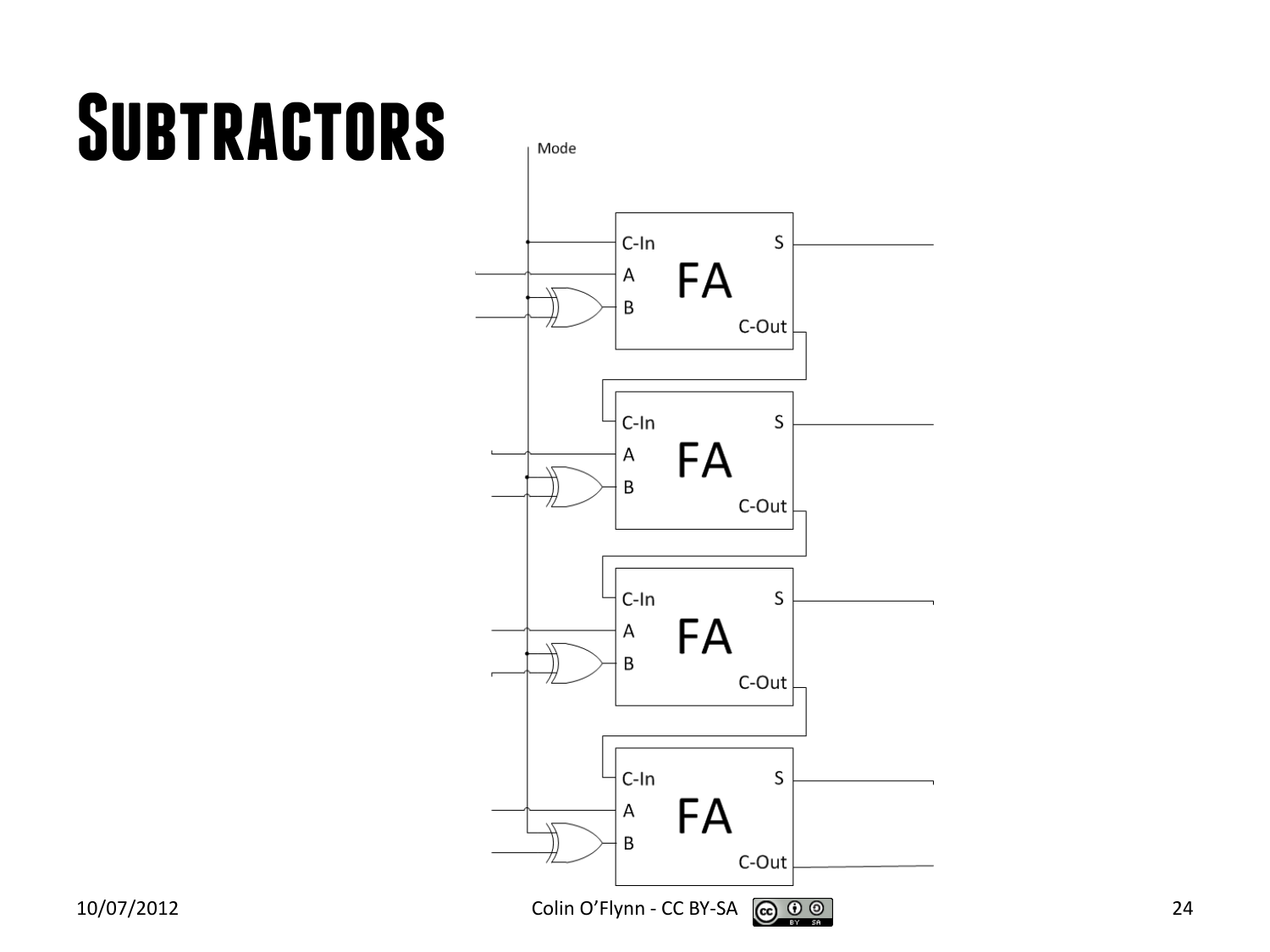# Subtractors

Mode

C-In S
A FA
B
C-Out

C-In S
A FA
B
C-Out

C-In S
A FA
B
C-Out

C-In S
A FA
B
C-Out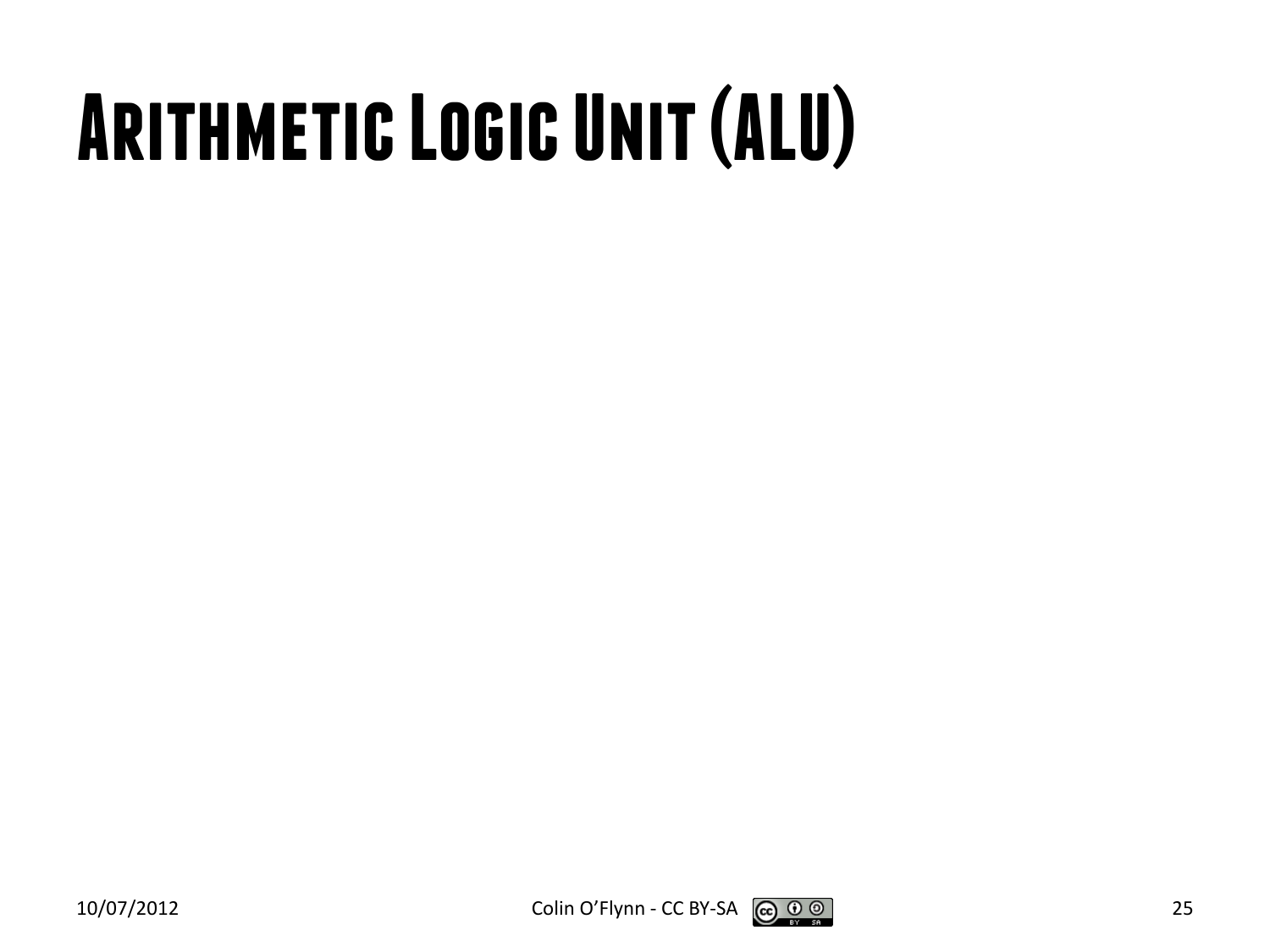# Arithmetic Logic Unit (ALU)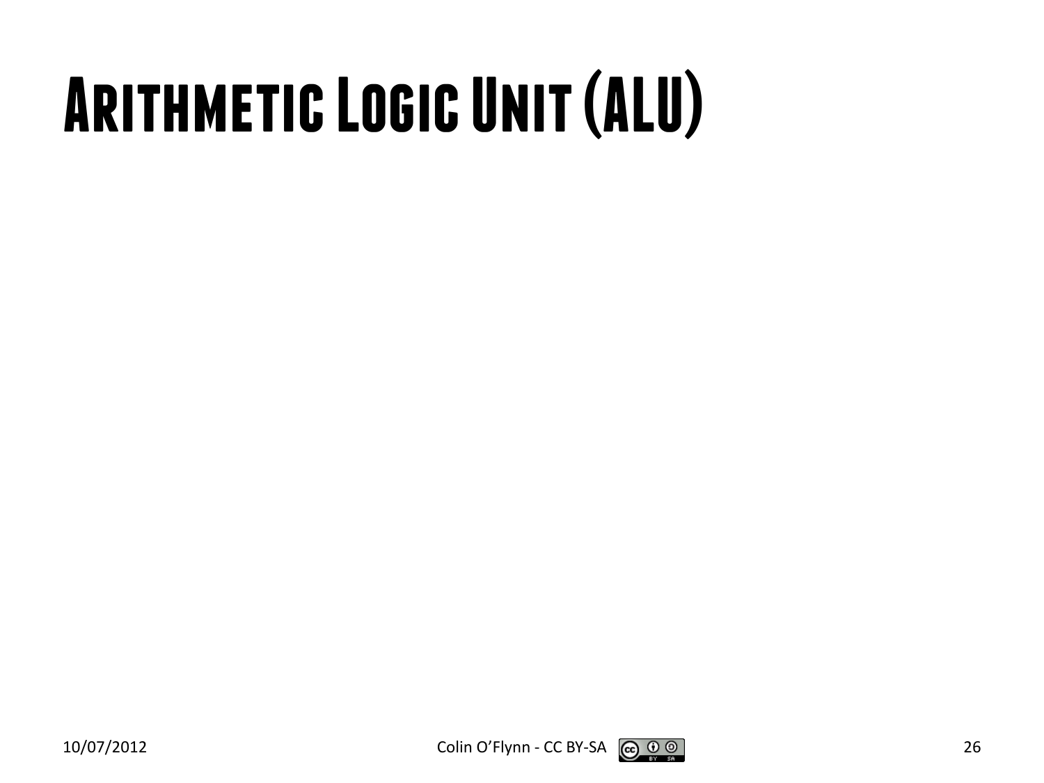# Arithmetic Logic Unit (ALU)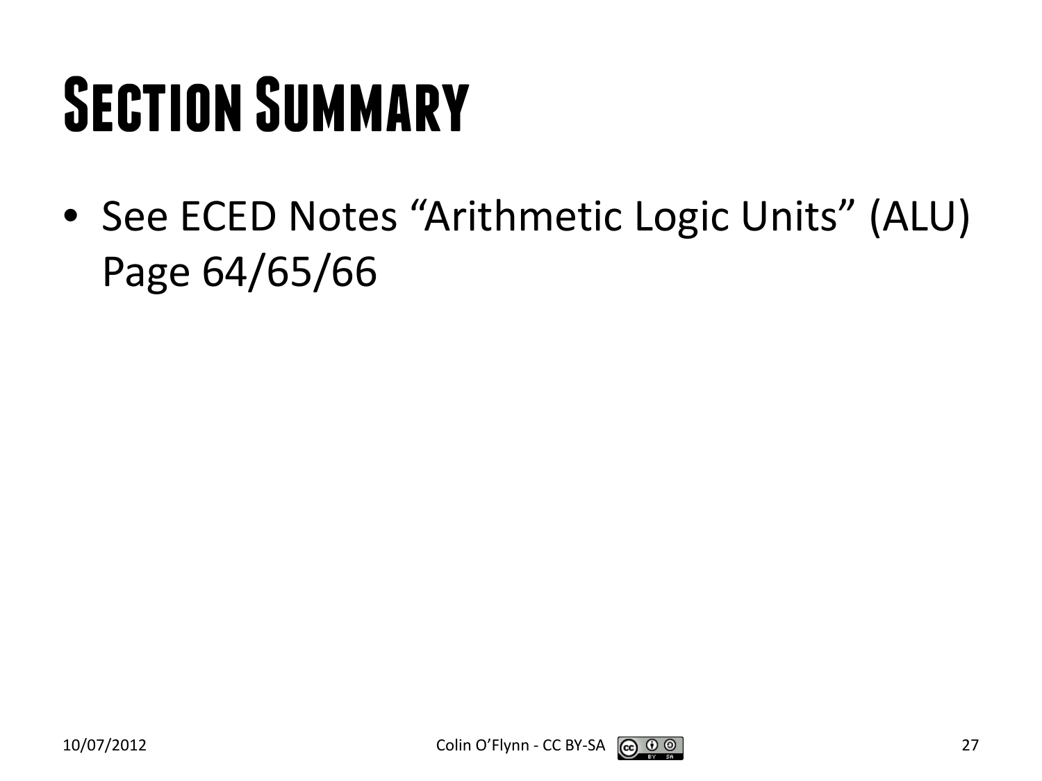# Section Summary

- See ECED Notes “Arithmetic Logic Units” (ALU) Page 64/65/66